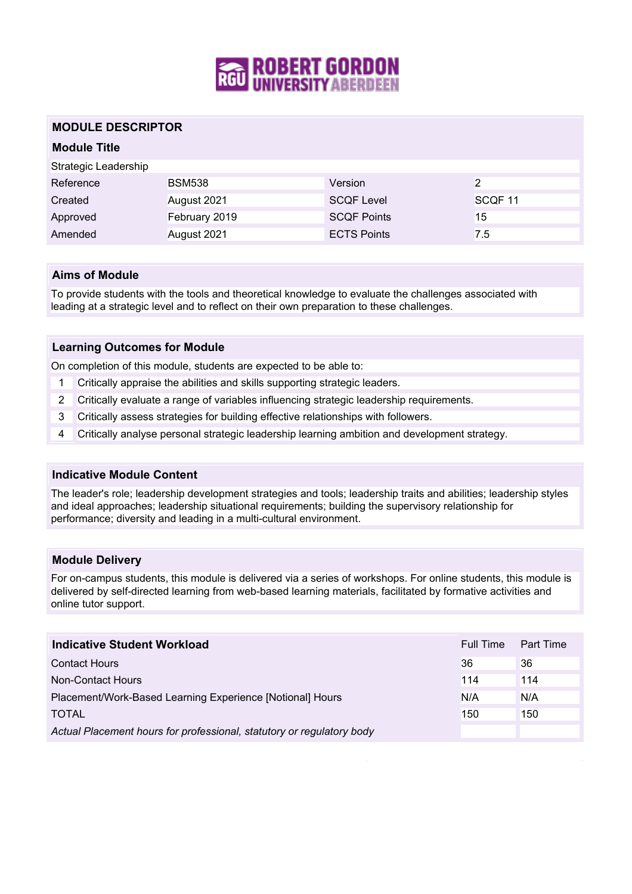## MODULE DESCRIPTOR

### Module Title

Strategic Leadership

| Reference | BSM538 | Version | 2 |
|---|---|---|---|
| Created | August 2021 | SCQF Level | SCQF 11 |
| Approved | February 2019 | SCQF Points | 15 |
| Amended | August 2021 | ECTS Points | 7.5 |

### Aims of Module

To provide students with the tools and theoretical knowledge to evaluate the challenges associated with leading at a strategic level and to reflect on their own preparation to these challenges.

### Learning Outcomes for Module

On completion of this module, students are expected to be able to:

1. Critically appraise the abilities and skills supporting strategic leaders.
2. Critically evaluate a range of variables influencing strategic leadership requirements.
3. Critically assess strategies for building effective relationships with followers.
4. Critically analyse personal strategic leadership learning ambition and development strategy.

### Indicative Module Content

The leader's role; leadership development strategies and tools; leadership traits and abilities; leadership styles and ideal approaches; leadership situational requirements; building the supervisory relationship for performance; diversity and leading in a multi-cultural environment.

### Module Delivery

For on-campus students, this module is delivered via a series of workshops. For online students, this module is delivered by self-directed learning from web-based learning materials, facilitated by formative activities and online tutor support.

| Indicative Student Workload | Full Time | Part Time |
|---|---|---|
| Contact Hours | 36 | 36 |
| Non-Contact Hours | 114 | 114 |
| Placement/Work-Based Learning Experience [Notional] Hours | N/A | N/A |
| TOTAL | 150 | 150 |
| *Actual Placement hours for professional, statutory or regulatory body* | | |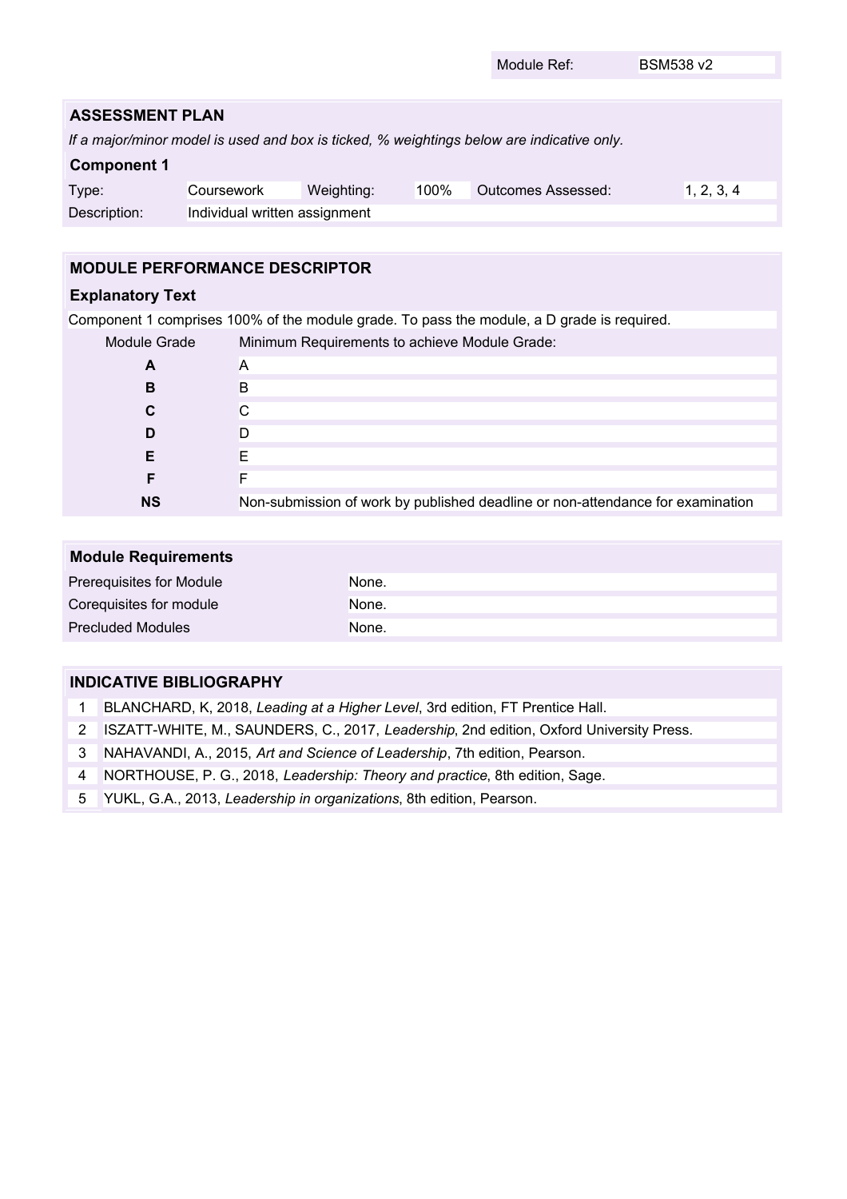| Module Ref: | BSM538 v2 |
|---|---|

## ASSESSMENT PLAN

*If a major/minor model is used and box is ticked, % weightings below are indicative only.*

### Component 1

| Type: | Coursework | Weighting: | 100% | Outcomes Assessed: | 1, 2, 3, 4 |
|---|---|---|---|---|---|
| Description: | Individual written assignment | | | | |

## MODULE PERFORMANCE DESCRIPTOR

### Explanatory Text

Component 1 comprises 100% of the module grade. To pass the module, a D grade is required.

| Module Grade | Minimum Requirements to achieve Module Grade: |
|---|---|
| **A** | A |
| **B** | B |
| **C** | C |
| **D** | D |
| **E** | E |
| **F** | F |
| **NS** | Non-submission of work by published deadline or non-attendance for examination |

## Module Requirements

| | |
|---|---|
| Prerequisites for Module | None. |
| Corequisites for module | None. |
| Precluded Modules | None. |

## INDICATIVE BIBLIOGRAPHY

1. BLANCHARD, K, 2018, *Leading at a Higher Level*, 3rd edition, FT Prentice Hall.
2. ISZATT-WHITE, M., SAUNDERS, C., 2017, *Leadership*, 2nd edition, Oxford University Press.
3. NAHAVANDI, A., 2015, *Art and Science of Leadership*, 7th edition, Pearson.
4. NORTHOUSE, P. G., 2018, *Leadership: Theory and practice*, 8th edition, Sage.
5. YUKL, G.A., 2013, *Leadership in organizations*, 8th edition, Pearson.